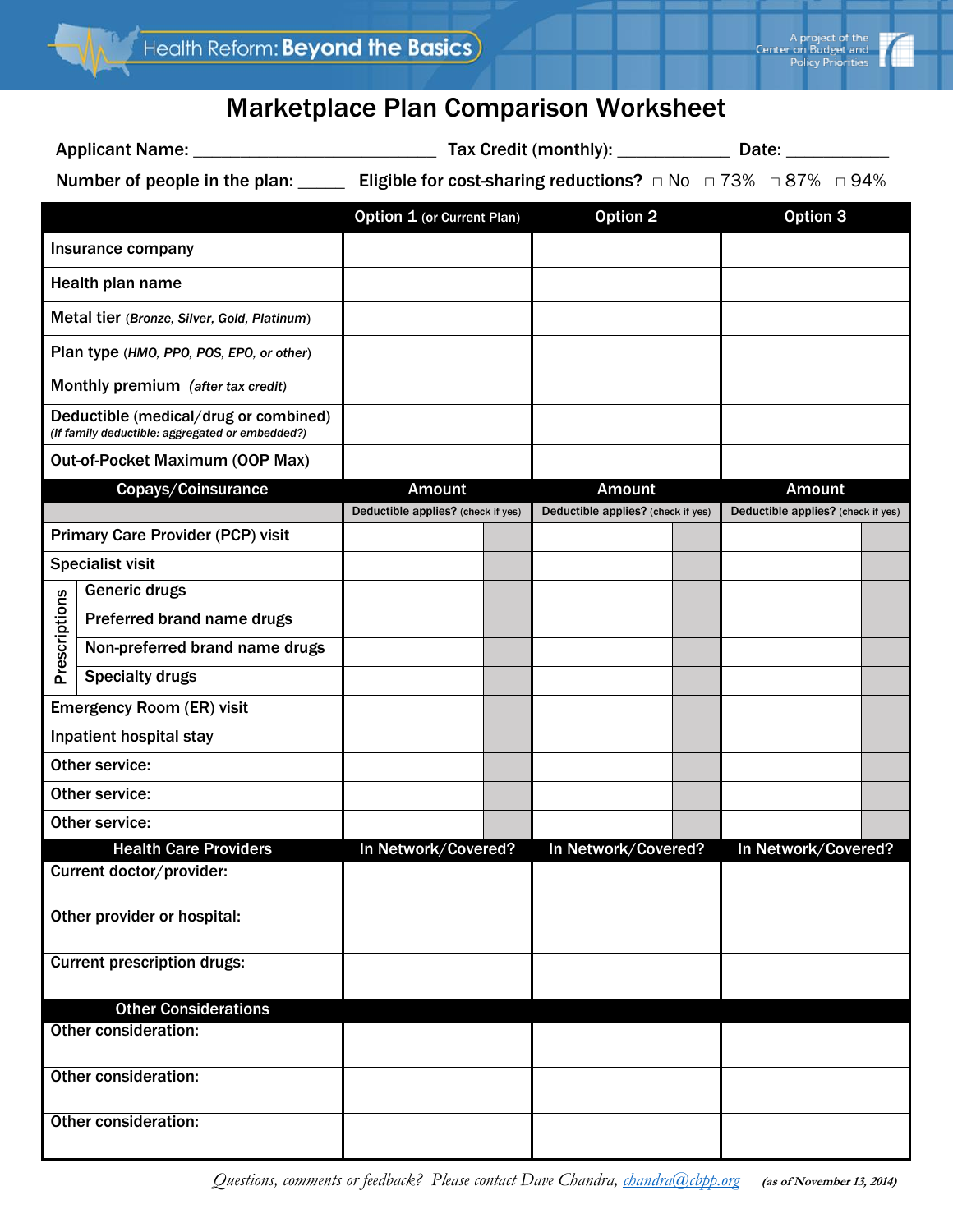Health Reform: **Beyond the Basics**

A project of the Center on Budget and Policy Priorities

# Marketplace Plan Comparison Worksheet

**Applicant Name:** __________________________ **Tax Credit (monthly):** ____________ **Date:** ___________

**Number of people in the plan:** _____ **Eligible for cost-sharing reductions?** □ No □ 73% □ 87% □ 94%

| | Option 1 (or Current Plan) | | Option 2 | | Option 3 | |
|---|---|---|---|---|---|---|
| Insurance company | | | | | | |
| Health plan name | | | | | | |
| Metal tier *(Bronze, Silver, Gold, Platinum)* | | | | | | |
| Plan type *(HMO, PPO, POS, EPO, or other)* | | | | | | |
| Monthly premium *(after tax credit)* | | | | | | |
| Deductible (medical/drug or combined) *(If family deductible: aggregated or embedded?)* | | | | | | |
| Out-of-Pocket Maximum (OOP Max) | | | | | | |
| **Copays/Coinsurance** | **Amount** | | **Amount** | | **Amount** | |
| | | Deductible applies? (check if yes) | | Deductible applies? (check if yes) | | Deductible applies? (check if yes) |
| Primary Care Provider (PCP) visit | | | | | | |
| Specialist visit | | | | | | |
| Prescriptions: Generic drugs | | | | | | |
| Prescriptions: Preferred brand name drugs | | | | | | |
| Prescriptions: Non-preferred brand name drugs | | | | | | |
| Prescriptions: Specialty drugs | | | | | | |
| Emergency Room (ER) visit | | | | | | |
| Inpatient hospital stay | | | | | | |
| Other service: | | | | | | |
| Other service: | | | | | | |
| Other service: | | | | | | |
| **Health Care Providers** | **In Network/Covered?** | | **In Network/Covered?** | | **In Network/Covered?** | |
| Current doctor/provider: | | | | | | |
| Other provider or hospital: | | | | | | |
| Current prescription drugs: | | | | | | |
| **Other Considerations** | | | | | | |
| Other consideration: | | | | | | |
| Other consideration: | | | | | | |
| Other consideration: | | | | | | |

*Questions, comments or feedback? Please contact Dave Chandra, chandra@cbpp.org* **(as of November 13, 2014)**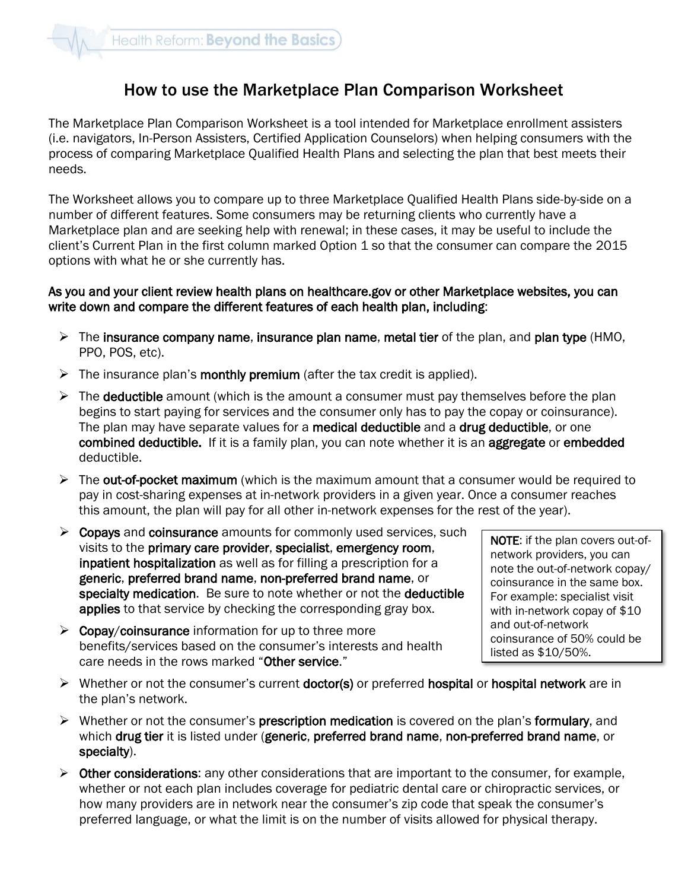# How to use the Marketplace Plan Comparison Worksheet

The Marketplace Plan Comparison Worksheet is a tool intended for Marketplace enrollment assisters (i.e. navigators, In-Person Assisters, Certified Application Counselors) when helping consumers with the process of comparing Marketplace Qualified Health Plans and selecting the plan that best meets their needs.

The Worksheet allows you to compare up to three Marketplace Qualified Health Plans side-by-side on a number of different features. Some consumers may be returning clients who currently have a Marketplace plan and are seeking help with renewal; in these cases, it may be useful to include the client's Current Plan in the first column marked Option 1 so that the consumer can compare the 2015 options with what he or she currently has.

**As you and your client review health plans on healthcare.gov or other Marketplace websites, you can write down and compare the different features of each health plan, including:**

- The **insurance company name**, **insurance plan name**, **metal tier** of the plan, and **plan type** (HMO, PPO, POS, etc).
- The insurance plan's **monthly premium** (after the tax credit is applied).
- The **deductible** amount (which is the amount a consumer must pay themselves before the plan begins to start paying for services and the consumer only has to pay the copay or coinsurance). The plan may have separate values for a **medical deductible** and a **drug deductible**, or one **combined deductible.** If it is a family plan, you can note whether it is an **aggregate** or **embedded** deductible.
- The **out-of-pocket maximum** (which is the maximum amount that a consumer would be required to pay in cost-sharing expenses at in-network providers in a given year. Once a consumer reaches this amount, the plan will pay for all other in-network expenses for the rest of the year).
- **Copays** and **coinsurance** amounts for commonly used services, such visits to the **primary care provider**, **specialist**, **emergency room**, **inpatient hospitalization** as well as for filling a prescription for a **generic**, **preferred brand name**, **non-preferred brand name**, or **specialty medication**. Be sure to note whether or not the **deductible applies** to that service by checking the corresponding gray box.
- **Copay/coinsurance** information for up to three more benefits/services based on the consumer's interests and health care needs in the rows marked "**Other service.**"

> **NOTE**: if the plan covers out-of-network providers, you can note the out-of-network copay/coinsurance in the same box. For example: specialist visit with in-network copay of $10 and out-of-network coinsurance of 50% could be listed as $10/50%.

- Whether or not the consumer's current **doctor(s)** or preferred **hospital** or **hospital network** are in the plan's network.
- Whether or not the consumer's **prescription medication** is covered on the plan's **formulary**, and which **drug tier** it is listed under (**generic**, **preferred brand name**, **non-preferred brand name**, or **specialty**).
- **Other considerations**: any other considerations that are important to the consumer, for example, whether or not each plan includes coverage for pediatric dental care or chiropractic services, or how many providers are in network near the consumer's zip code that speak the consumer's preferred language, or what the limit is on the number of visits allowed for physical therapy.